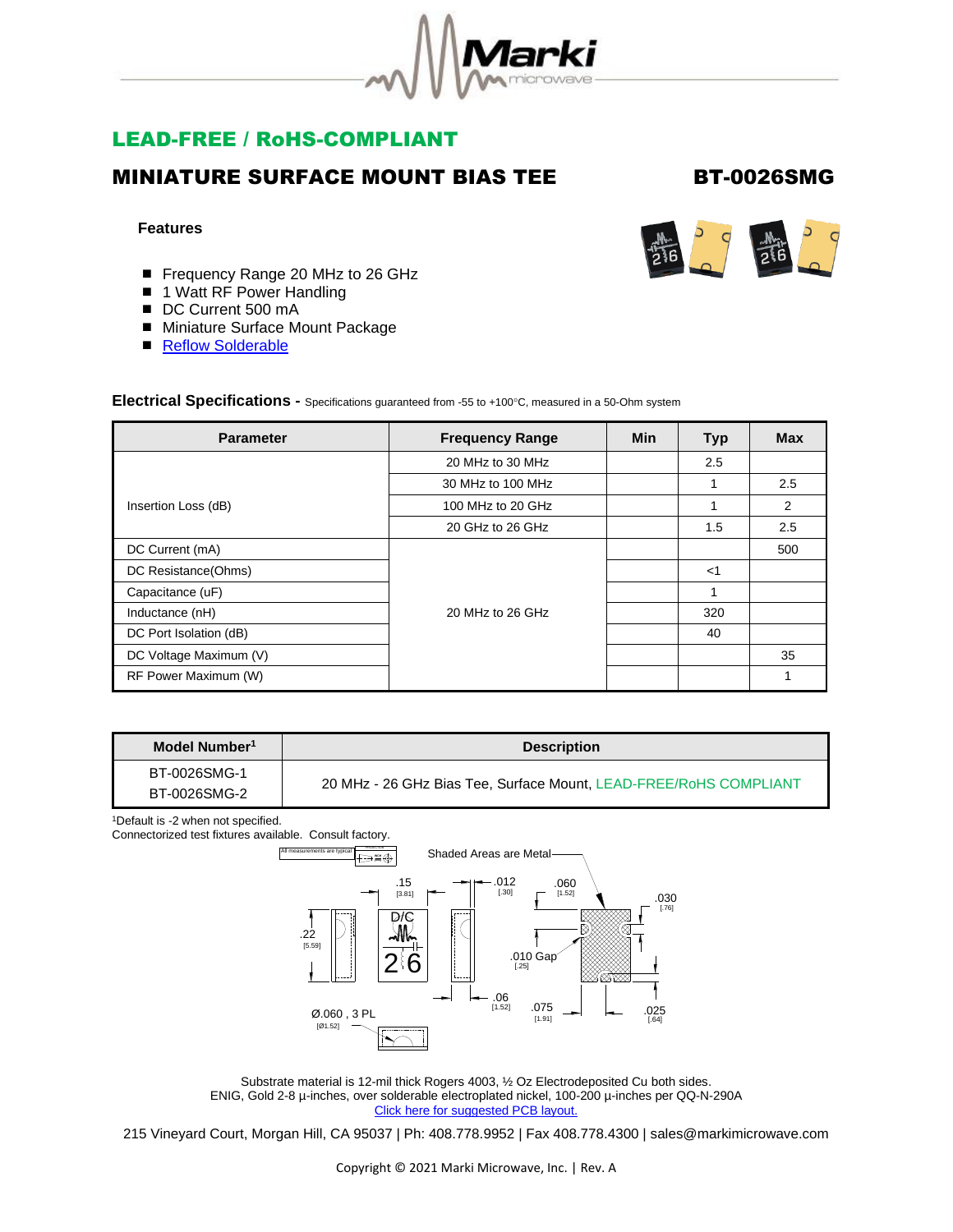# LEAD-FREE / RoHS-COMPLIANT

## MINIATURE SURFACE MOUNT BIAS TEE — BT-0026SMG

### Features

- Frequency Range 20 MHz to 26 GHz
- 1 Watt RF Power Handling
- DC Current 500 mA
- Miniature Surface Mount Package
- Reflow Solderable

**Electrical Specifications -** Specifications guaranteed from -55 to +100°C, measured in a 50-Ohm system

| Parameter | Frequency Range | Min | Typ | Max |
|---|---|---|---|---|
| Insertion Loss (dB) | 20 MHz to 30 MHz | | 2.5 | |
| | 30 MHz to 100 MHz | | 1 | 2.5 |
| | 100 MHz to 20 GHz | | 1 | 2 |
| | 20 GHz to 26 GHz | | 1.5 | 2.5 |
| DC Current (mA) | 20 MHz to 26 GHz | | | 500 |
| DC Resistance(Ohms) | | | <1 | |
| Capacitance (uF) | | | 1 | |
| Inductance (nH) | | | 320 | |
| DC Port Isolation (dB) | | | 40 | |
| DC Voltage Maximum (V) | | | | 35 |
| RF Power Maximum (W) | | | | 1 |

| Model Number[1] | Description |
|---|---|
| BT-0026SMG-1<br>BT-0026SMG-2 | 20 MHz - 26 GHz Bias Tee, Surface Mount, LEAD-FREE/RoHS COMPLIANT |

[1]Default is -2 when not specified.
Connectorized test fixtures available. Consult factory.

All measurements are typical

Shaded Areas are Metal

.15 [3.81] &nbsp; .012 [.30] &nbsp; .060 [1.52] &nbsp; .030 [.76] &nbsp; .22 [5.59] &nbsp; D/C &nbsp; 26 &nbsp; .010 Gap [.25] &nbsp; .06 [1.52] &nbsp; .075 [1.91] &nbsp; .025 [.64] &nbsp; Ø.060 , 3 PL [Ø1.52]

Substrate material is 12-mil thick Rogers 4003, ½ Oz Electrodeposited Cu both sides.
ENIG, Gold 2-8 µ-inches, over solderable electroplated nickel, 100-200 µ-inches per QQ-N-290A
Click here for suggested PCB layout.

215 Vineyard Court, Morgan Hill, CA 95037 | Ph: 408.778.9952 | Fax 408.778.4300 | sales@markimicrowave.com

Copyright © 2021 Marki Microwave, Inc. | Rev. A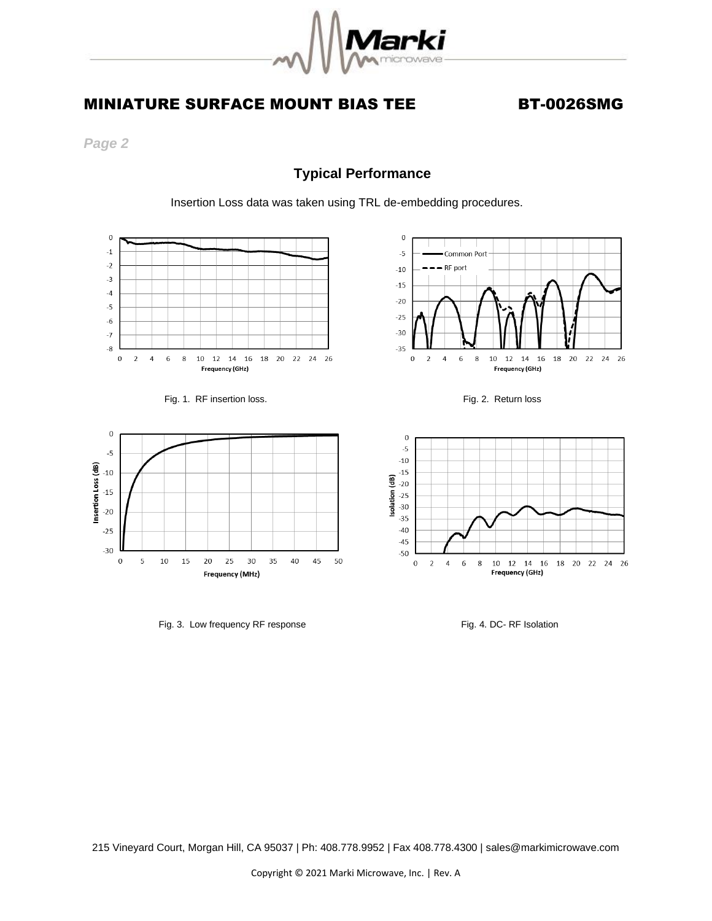## Typical Performance

Insertion Loss data was taken using TRL de-embedding procedures.

Fig. 1. RF insertion loss.

Fig. 2. Return loss

Fig. 3. Low frequency RF response

Fig. 4. DC- RF Isolation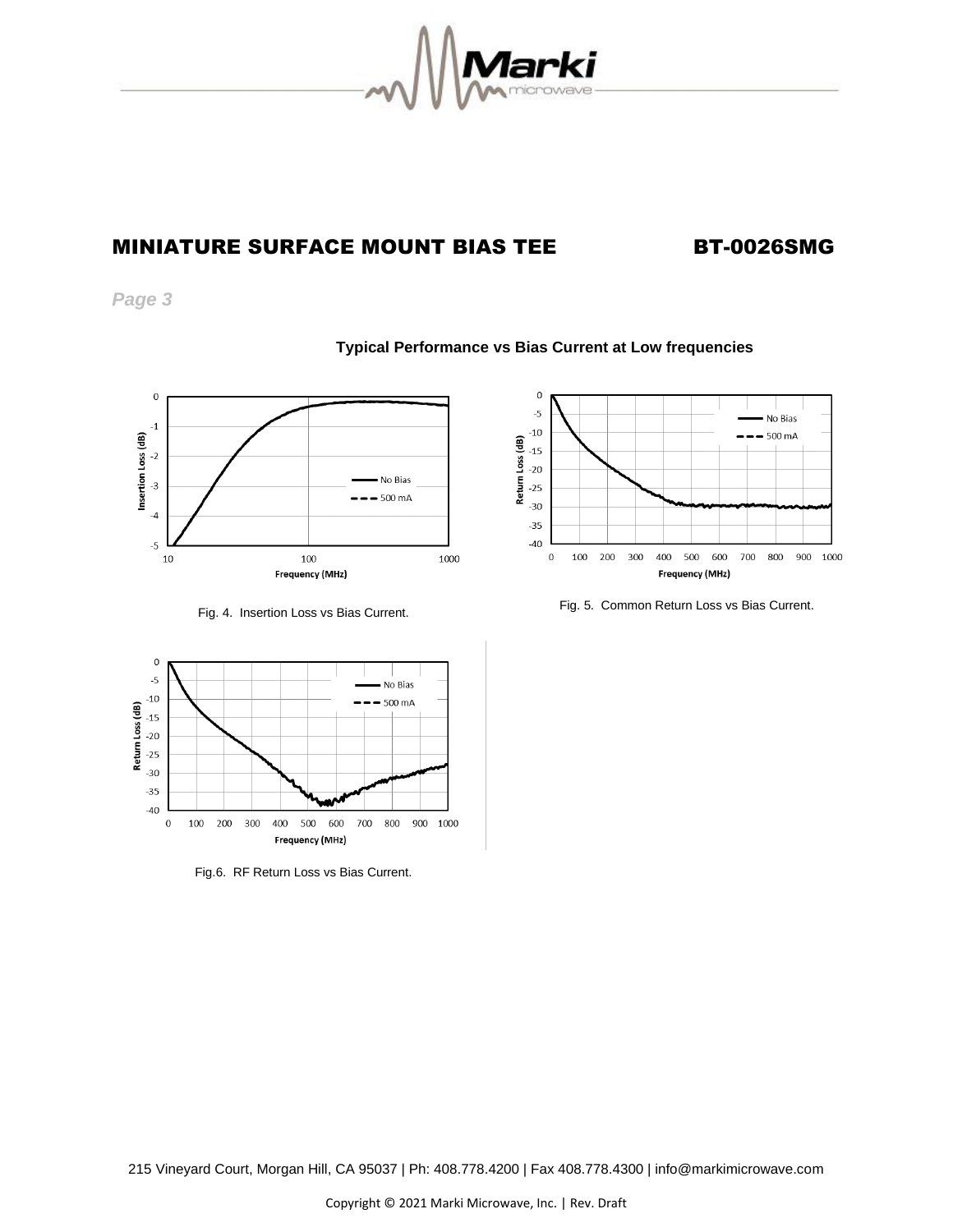## MINIATURE SURFACE MOUNT BIAS TEE BT-0026SMG

*Page 3*

**Typical Performance vs Bias Current at Low frequencies**

Fig. 4. Insertion Loss vs Bias Current.

Fig. 5. Common Return Loss vs Bias Current.

Fig.6. RF Return Loss vs Bias Current.

215 Vineyard Court, Morgan Hill, CA 95037 | Ph: 408.778.4200 | Fax 408.778.4300 | info@markimicrowave.com

Copyright © 2021 Marki Microwave, Inc. | Rev. Draft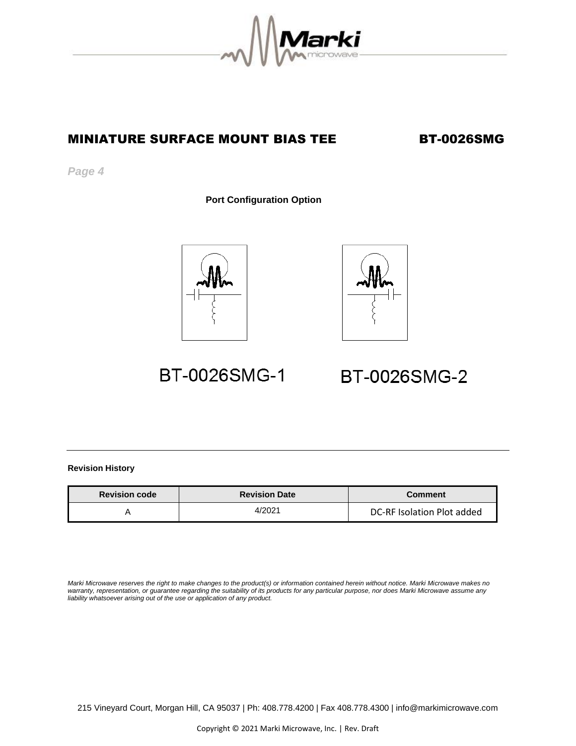## MINIATURE SURFACE MOUNT BIAS TEE BT-0026SMG

*Page 4*

**Port Configuration Option**

BT-0026SMG-1

BT-0026SMG-2

**Revision History**

| Revision code | Revision Date | Comment |
|---|---|---|
| A | 4/2021 | DC-RF Isolation Plot added |

*Marki Microwave reserves the right to make changes to the product(s) or information contained herein without notice. Marki Microwave makes no warranty, representation, or guarantee regarding the suitability of its products for any particular purpose, nor does Marki Microwave assume any liability whatsoever arising out of the use or application of any product.*

215 Vineyard Court, Morgan Hill, CA 95037 | Ph: 408.778.4200 | Fax 408.778.4300 | info@markimicrowave.com

Copyright © 2021 Marki Microwave, Inc. | Rev. Draft